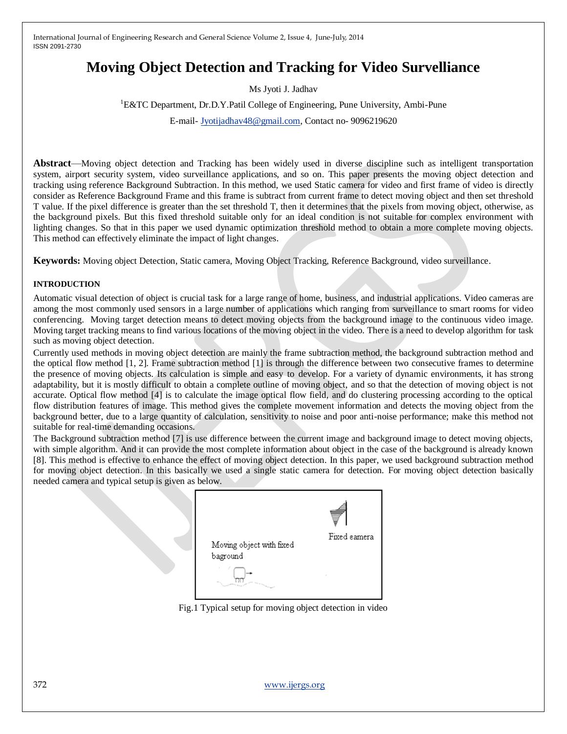# Moving Object Detection and Tracking for Video Survelliance

Ms Jyoti J. Jadhav

[1]E&TC Department, Dr.D.Y.Patil College of Engineering, Pune University, Ambi-Pune

E-mail- Jyotijadhav48@gmail.com, Contact no- 9096219620

**Abstract**—Moving object detection and Tracking has been widely used in diverse discipline such as intelligent transportation system, airport security system, video surveillance applications, and so on. This paper presents the moving object detection and tracking using reference Background Subtraction. In this method, we used Static camera for video and first frame of video is directly consider as Reference Background Frame and this frame is subtract from current frame to detect moving object and then set threshold T value. If the pixel difference is greater than the set threshold T, then it determines that the pixels from moving object, otherwise, as the background pixels. But this fixed threshold suitable only for an ideal condition is not suitable for complex environment with lighting changes. So that in this paper we used dynamic optimization threshold method to obtain a more complete moving objects. This method can effectively eliminate the impact of light changes.

**Keywords:** Moving object Detection, Static camera, Moving Object Tracking, Reference Background, video surveillance.

## INTRODUCTION

Automatic visual detection of object is crucial task for a large range of home, business, and industrial applications. Video cameras are among the most commonly used sensors in a large number of applications which ranging from surveillance to smart rooms for video conferencing. Moving target detection means to detect moving objects from the background image to the continuous video image. Moving target tracking means to find various locations of the moving object in the video. There is a need to develop algorithm for task such as moving object detection.

Currently used methods in moving object detection are mainly the frame subtraction method, the background subtraction method and the optical flow method [1, 2]. Frame subtraction method [1] is through the difference between two consecutive frames to determine the presence of moving objects. Its calculation is simple and easy to develop. For a variety of dynamic environments, it has strong adaptability, but it is mostly difficult to obtain a complete outline of moving object, and so that the detection of moving object is not accurate. Optical flow method [4] is to calculate the image optical flow field, and do clustering processing according to the optical flow distribution features of image. This method gives the complete movement information and detects the moving object from the background better, due to a large quantity of calculation, sensitivity to noise and poor anti-noise performance; make this method not suitable for real-time demanding occasions.

The Background subtraction method [7] is use difference between the current image and background image to detect moving objects, with simple algorithm. And it can provide the most complete information about object in the case of the background is already known [8]. This method is effective to enhance the effect of moving object detection. In this paper, we used background subtraction method for moving object detection. In this basically we used a single static camera for detection. For moving object detection basically needed camera and typical setup is given as below.

Fixed camera

Moving object with fixed baground

Fig.1 Typical setup for moving object detection in video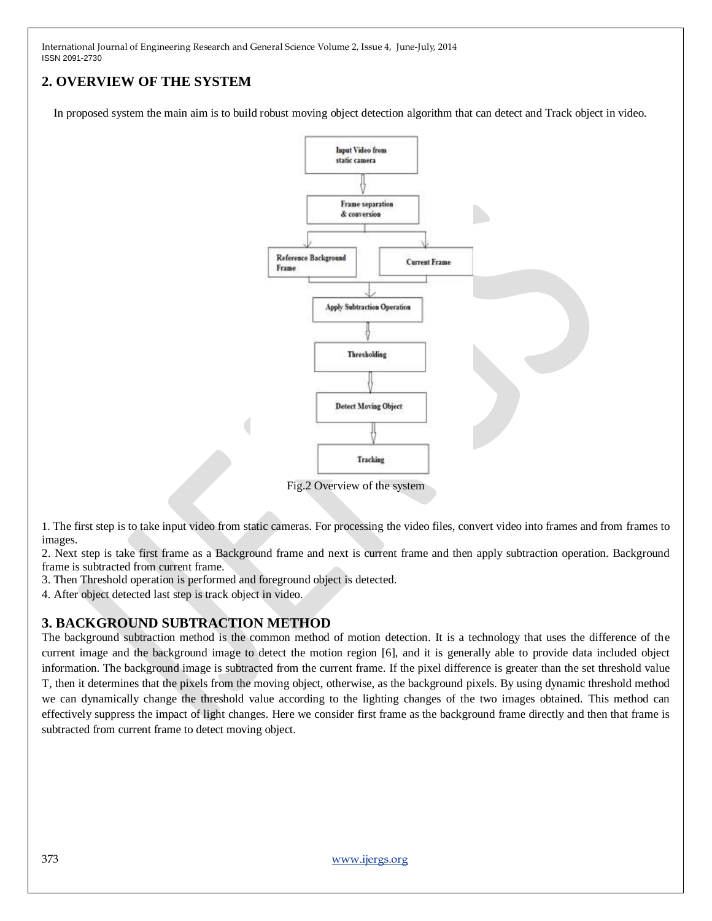## 2. OVERVIEW OF THE SYSTEM

In proposed system the main aim is to build robust moving object detection algorithm that can detect and Track object in video.

Fig.2 Overview of the system

1. The first step is to take input video from static cameras. For processing the video files, convert video into frames and from frames to images.
2. Next step is take first frame as a Background frame and next is current frame and then apply subtraction operation. Background frame is subtracted from current frame.
3. Then Threshold operation is performed and foreground object is detected.
4. After object detected last step is track object in video.

## 3. BACKGROUND SUBTRACTION METHOD

The background subtraction method is the common method of motion detection. It is a technology that uses the difference of the current image and the background image to detect the motion region [6], and it is generally able to provide data included object information. The background image is subtracted from the current frame. If the pixel difference is greater than the set threshold value T, then it determines that the pixels from the moving object, otherwise, as the background pixels. By using dynamic threshold method we can dynamically change the threshold value according to the lighting changes of the two images obtained. This method can effectively suppress the impact of light changes. Here we consider first frame as the background frame directly and then that frame is subtracted from current frame to detect moving object.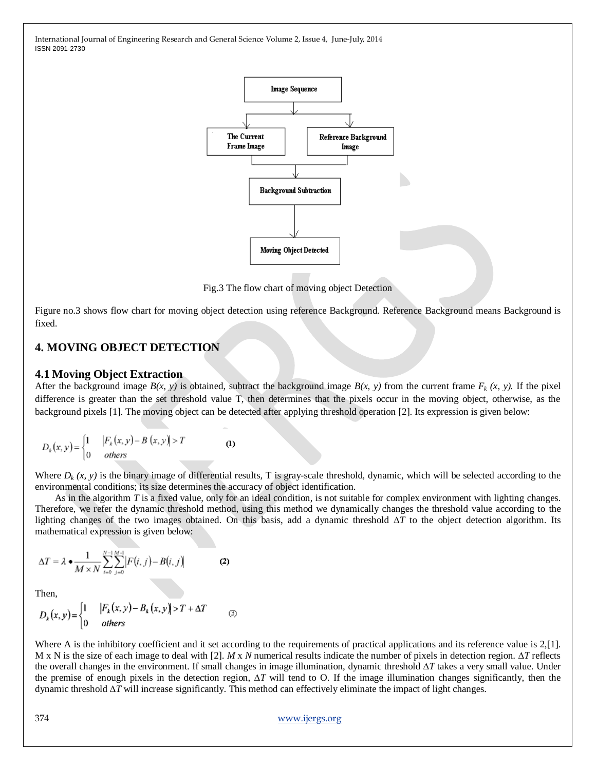Fig.3 The flow chart of moving object Detection

Figure no.3 shows flow chart for moving object detection using reference Background. Reference Background means Background is fixed.

## 4. MOVING OBJECT DETECTION

### 4.1 Moving Object Extraction

After the background image $B(x, y)$ is obtained, subtract the background image $B(x, y)$ from the current frame $F_k(x, y)$. If the pixel difference is greater than the set threshold value T, then determines that the pixels occur in the moving object, otherwise, as the background pixels [1]. The moving object can be detected after applying threshold operation [2]. Its expression is given below:

$$D_k(x,y) = \begin{cases} 1 & |F_k(x,y) - B(x,y)| > T \\ 0 & others \end{cases} \quad (1)$$

Where $D_k(x, y)$ is the binary image of differential results, T is gray-scale threshold, dynamic, which will be selected according to the environmental conditions; its size determines the accuracy of object identification.

As in the algorithm $T$ is a fixed value, only for an ideal condition, is not suitable for complex environment with lighting changes. Therefore, we refer the dynamic threshold method, using this method we dynamically changes the threshold value according to the lighting changes of the two images obtained. On this basis, add a dynamic threshold $\Delta T$ to the object detection algorithm. Its mathematical expression is given below:

$$\Delta T = \lambda \bullet \frac{1}{M \times N} \sum_{i=0}^{N-1} \sum_{j=0}^{M-1} |F(i,j) - B(i,j)| \quad (2)$$

Then,

$$D_k(x,y) = \begin{cases} 1 & |F_k(x,y) - B_k(x,y)| > T + \Delta T \\ 0 & others \end{cases} \quad (3)$$

Where A is the inhibitory coefficient and it set according to the requirements of practical applications and its reference value is 2,[1]. M x N is the size of each image to deal with [2]. $M$ x $N$ numerical results indicate the number of pixels in detection region. $\Delta T$ reflects the overall changes in the environment. If small changes in image illumination, dynamic threshold $\Delta T$ takes a very small value. Under the premise of enough pixels in the detection region, $\Delta T$ will tend to O. If the image illumination changes significantly, then the dynamic threshold $\Delta T$ will increase significantly. This method can effectively eliminate the impact of light changes.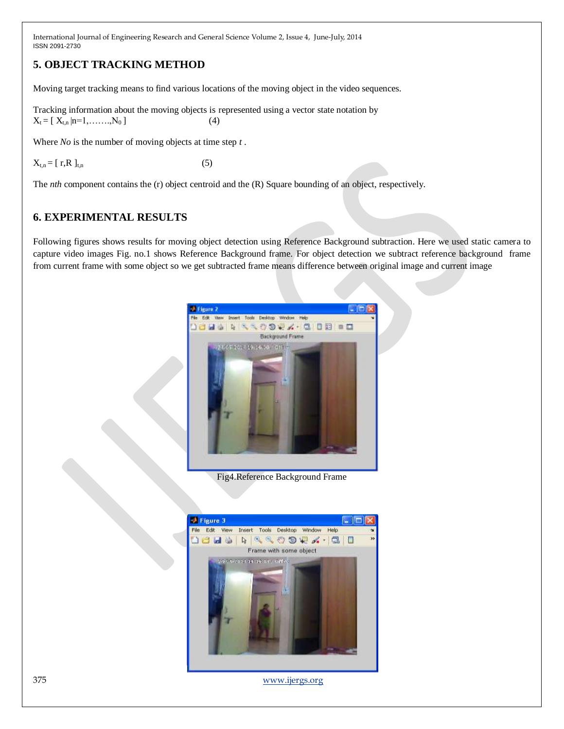## 5. OBJECT TRACKING METHOD

Moving target tracking means to find various locations of the moving object in the video sequences.

Tracking information about the moving objects is represented using a vector state notation by

$$X_t = [\ X_{t,n}\ |n=1,\ldots\ldots,N_0\ ] \qquad (4)$$

Where *No* is the number of moving objects at time step *t* .

$$X_{t,n} = [\ r,R\ ]_{t,n} \qquad (5)$$

The *nth* component contains the (r) object centroid and the (R) Square bounding of an object, respectively.

## 6. EXPERIMENTAL RESULTS

Following figures shows results for moving object detection using Reference Background subtraction. Here we used static camera to capture video images Fig. no.1 shows Reference Background frame. For object detection we subtract reference background frame from current frame with some object so we get subtracted frame means difference between original image and current image

Fig4.Reference Background Frame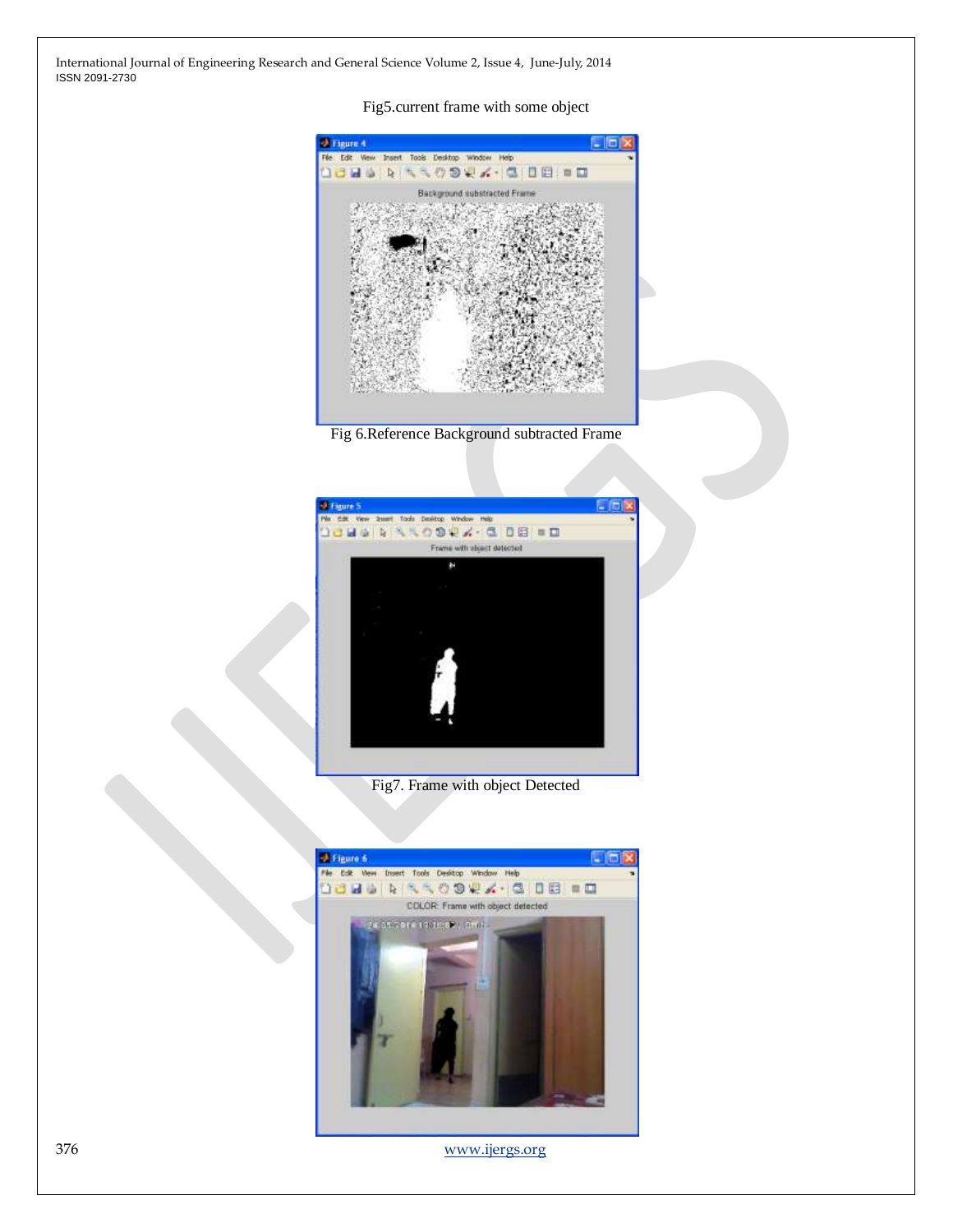Fig5.current frame with some object

Fig 6.Reference Background subtracted Frame

Fig7. Frame with object Detected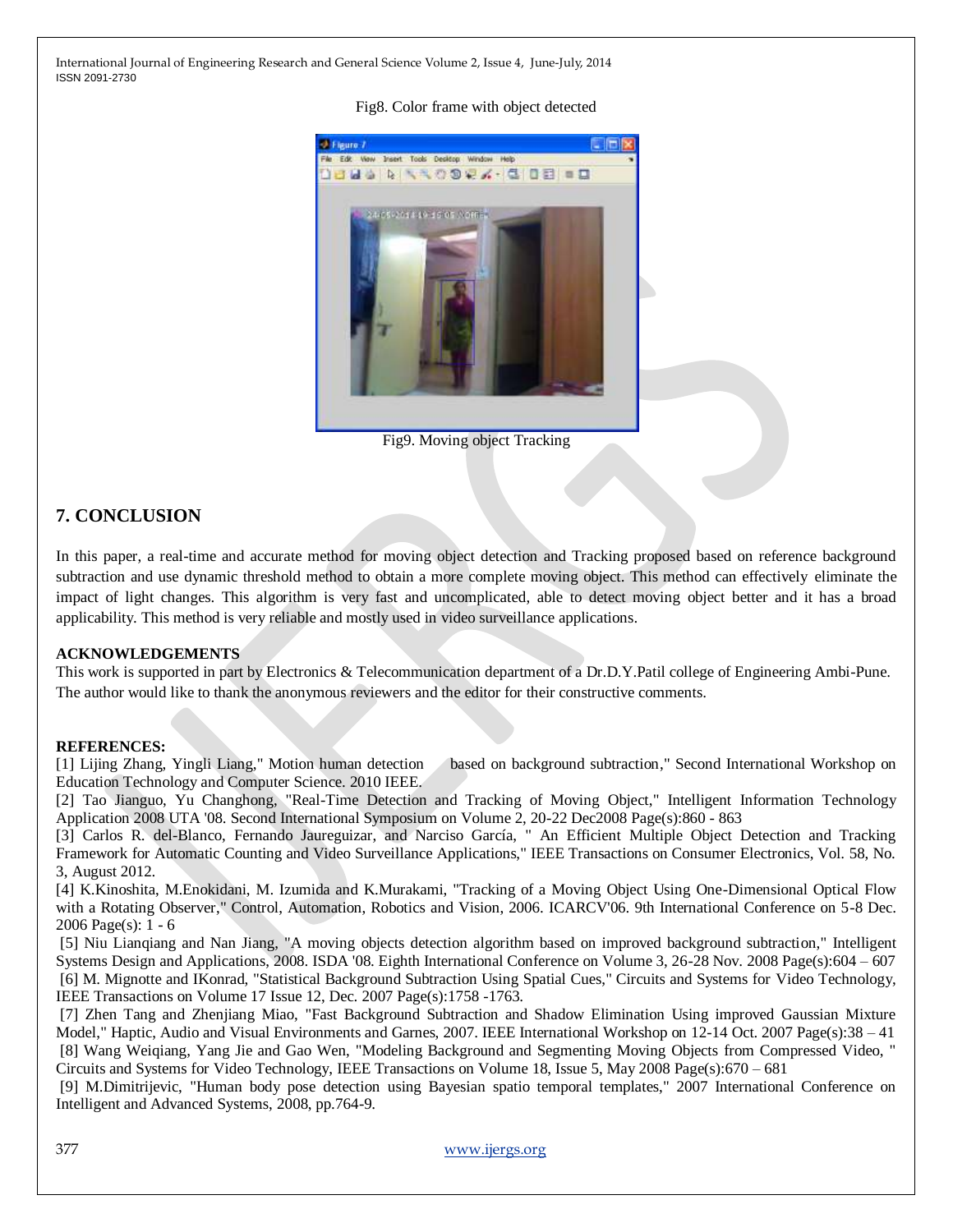Fig8. Color frame with object detected

Fig9. Moving object Tracking

## 7. CONCLUSION

In this paper, a real-time and accurate method for moving object detection and Tracking proposed based on reference background subtraction and use dynamic threshold method to obtain a more complete moving object. This method can effectively eliminate the impact of light changes. This algorithm is very fast and uncomplicated, able to detect moving object better and it has a broad applicability. This method is very reliable and mostly used in video surveillance applications.

### ACKNOWLEDGEMENTS

This work is supported in part by Electronics & Telecommunication department of a Dr.D.Y.Patil college of Engineering Ambi-Pune. The author would like to thank the anonymous reviewers and the editor for their constructive comments.

### REFERENCES:

[1] Lijing Zhang, Yingli Liang," Motion human detection based on background subtraction," Second International Workshop on Education Technology and Computer Science. 2010 IEEE.

[2] Tao Jianguo, Yu Changhong, "Real-Time Detection and Tracking of Moving Object," Intelligent Information Technology Application 2008 UTA '08. Second International Symposium on Volume 2, 20-22 Dec2008 Page(s):860 - 863

[3] Carlos R. del-Blanco, Fernando Jaureguizar, and Narciso García, " An Efficient Multiple Object Detection and Tracking Framework for Automatic Counting and Video Surveillance Applications," IEEE Transactions on Consumer Electronics, Vol. 58, No. 3, August 2012.

[4] K.Kinoshita, M.Enokidani, M. Izumida and K.Murakami, "Tracking of a Moving Object Using One-Dimensional Optical Flow with a Rotating Observer," Control, Automation, Robotics and Vision, 2006. ICARCV'06. 9th International Conference on 5-8 Dec. 2006 Page(s): 1 - 6

[5] Niu Lianqiang and Nan Jiang, "A moving objects detection algorithm based on improved background subtraction," Intelligent Systems Design and Applications, 2008. ISDA '08. Eighth International Conference on Volume 3, 26-28 Nov. 2008 Page(s):604 – 607

[6] M. Mignotte and IKonrad, "Statistical Background Subtraction Using Spatial Cues," Circuits and Systems for Video Technology, IEEE Transactions on Volume 17 Issue 12, Dec. 2007 Page(s):1758 -1763.

[7] Zhen Tang and Zhenjiang Miao, "Fast Background Subtraction and Shadow Elimination Using improved Gaussian Mixture Model," Haptic, Audio and Visual Environments and Garnes, 2007. IEEE International Workshop on 12-14 Oct. 2007 Page(s):38 – 41

[8] Wang Weiqiang, Yang Jie and Gao Wen, "Modeling Background and Segmenting Moving Objects from Compressed Video, " Circuits and Systems for Video Technology, IEEE Transactions on Volume 18, Issue 5, May 2008 Page(s):670 – 681

[9] M.Dimitrijevic, "Human body pose detection using Bayesian spatio temporal templates," 2007 International Conference on Intelligent and Advanced Systems, 2008, pp.764-9.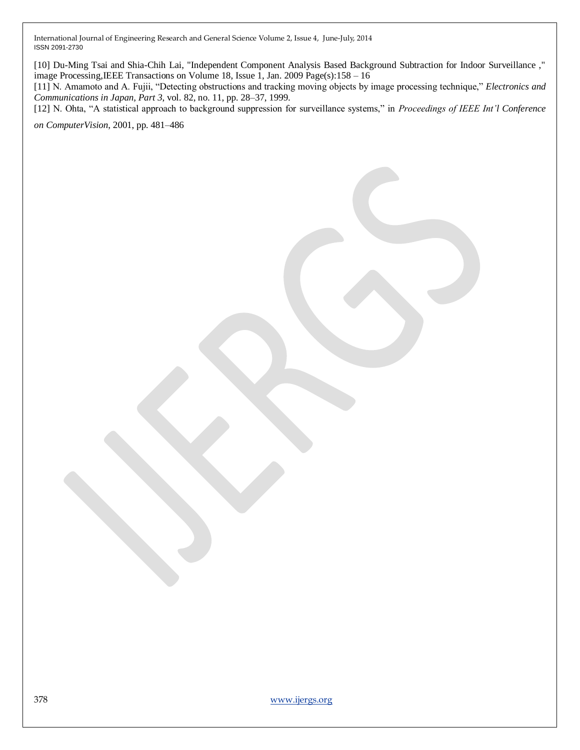[10] Du-Ming Tsai and Shia-Chih Lai, "Independent Component Analysis Based Background Subtraction for Indoor Surveillance ," image Processing,IEEE Transactions on Volume 18, Issue 1, Jan. 2009 Page(s):158 – 16

[11] N. Amamoto and A. Fujii, "Detecting obstructions and tracking moving objects by image processing technique," *Electronics and Communications in Japan, Part 3,* vol. 82, no. 11, pp. 28–37, 1999.

[12] N. Ohta, "A statistical approach to background suppression for surveillance systems," in *Proceedings of IEEE Int'l Conference on ComputerVision*, 2001, pp. 481–486